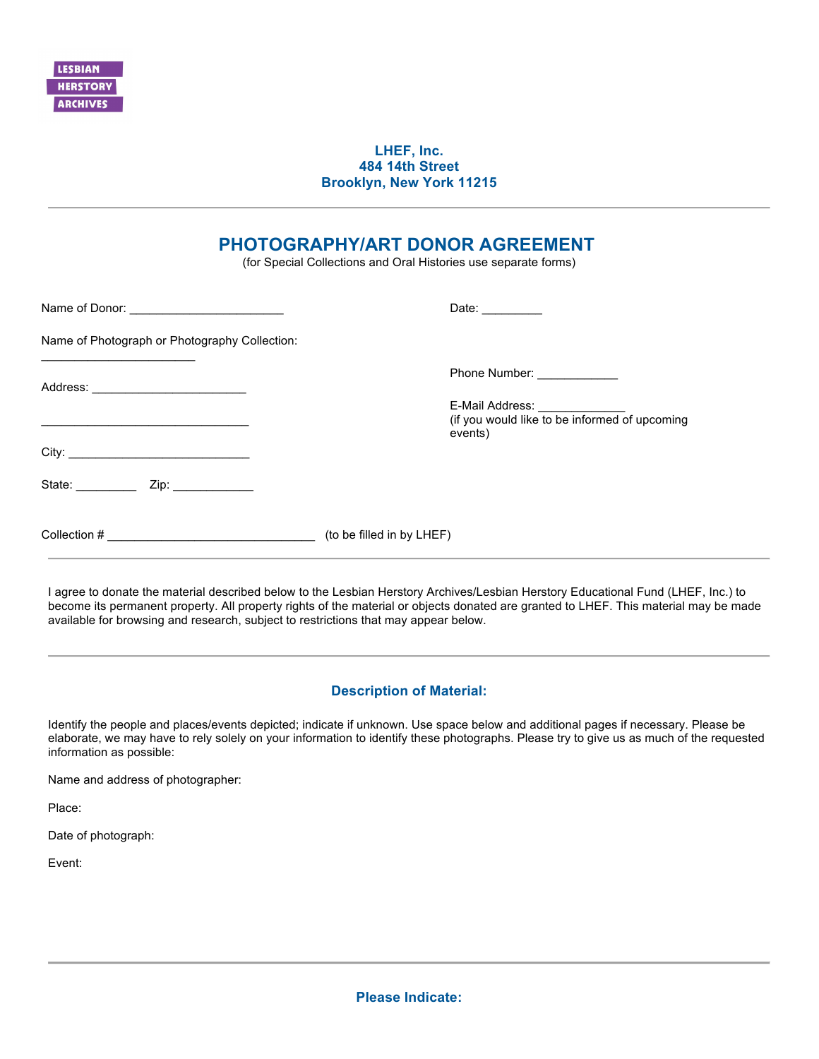LESBIAN HERSTORY ARCHIVES

**LHEF, Inc.**
**484 14th Street**
**Brooklyn, New York 11215**

---

# PHOTOGRAPHY/ART DONOR AGREEMENT

(for Special Collections and Oral Histories use separate forms)

Name of Donor: ______________________ Date: _________

Name of Photograph or Photography Collection:
______________________

Phone Number: ____________

Address: ______________________

E-Mail Address: _____________
(if you would like to be informed of upcoming events)

______________________________

City: __________________________

State: _________ Zip: ____________

Collection # ______________________________ (to be filled in by LHEF)

---

I agree to donate the material described below to the Lesbian Herstory Archives/Lesbian Herstory Educational Fund (LHEF, Inc.) to become its permanent property. All property rights of the material or objects donated are granted to LHEF. This material may be made available for browsing and research, subject to restrictions that may appear below.

---

## Description of Material:

Identify the people and places/events depicted; indicate if unknown. Use space below and additional pages if necessary. Please be elaborate, we may have to rely solely on your information to identify these photographs. Please try to give us as much of the requested information as possible:

Name and address of photographer:

Place:

Date of photograph:

Event:

---

## Please Indicate: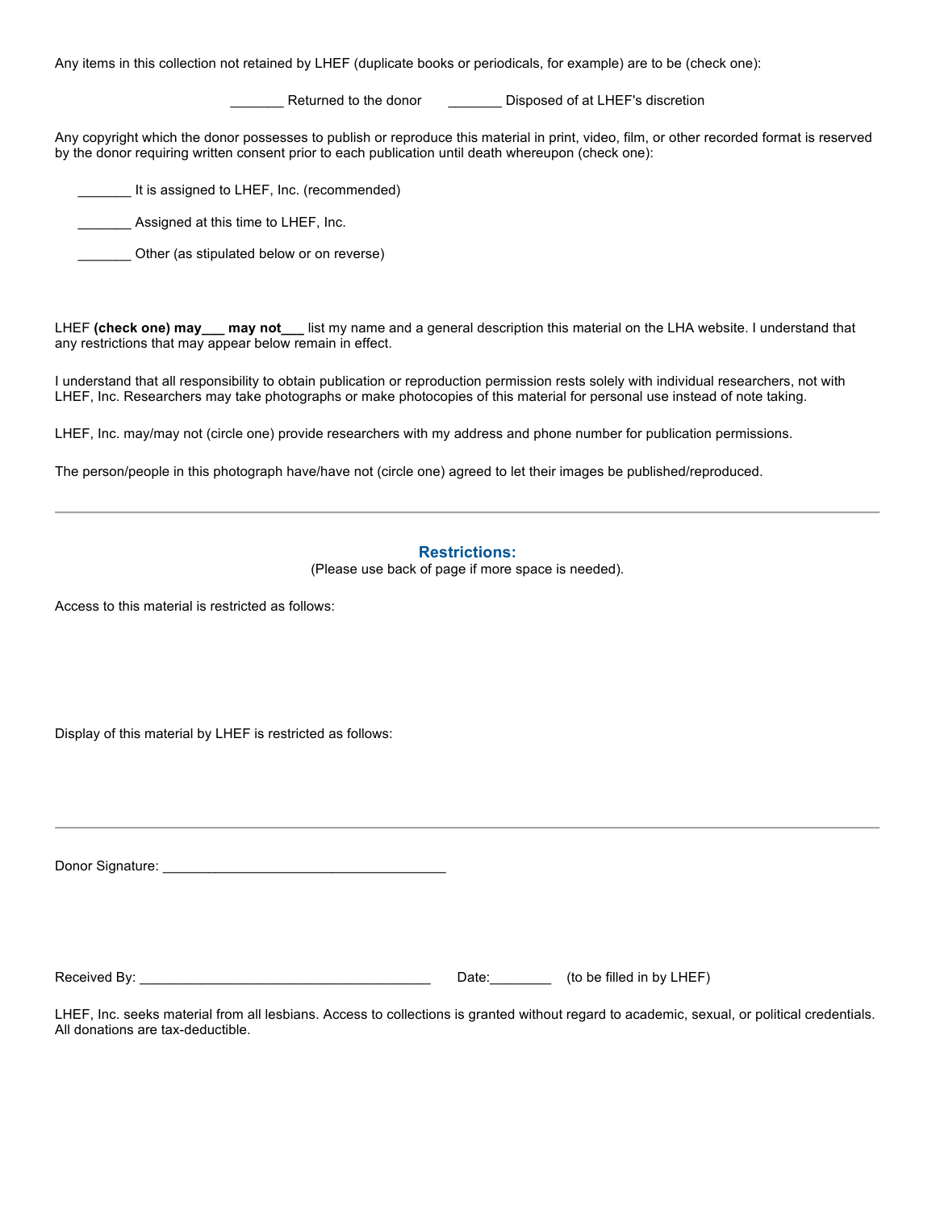Any items in this collection not retained by LHEF (duplicate books or periodicals, for example) are to be (check one):

_______ Returned to the donor _______ Disposed of at LHEF's discretion

Any copyright which the donor possesses to publish or reproduce this material in print, video, film, or other recorded format is reserved by the donor requiring written consent prior to each publication until death whereupon (check one):

_______ It is assigned to LHEF, Inc. (recommended)

_______ Assigned at this time to LHEF, Inc.

_______ Other (as stipulated below or on reverse)

LHEF **(check one) may___ may not___** list my name and a general description this material on the LHA website. I understand that any restrictions that may appear below remain in effect.

I understand that all responsibility to obtain publication or reproduction permission rests solely with individual researchers, not with LHEF, Inc. Researchers may take photographs or make photocopies of this material for personal use instead of note taking.

LHEF, Inc. may/may not (circle one) provide researchers with my address and phone number for publication permissions.

The person/people in this photograph have/have not (circle one) agreed to let their images be published/reproduced.

---

## Restrictions:

(Please use back of page if more space is needed).

Access to this material is restricted as follows:

Display of this material by LHEF is restricted as follows:

---

Donor Signature: _____________________________________

Received By: ______________________________________ Date:________ (to be filled in by LHEF)

LHEF, Inc. seeks material from all lesbians. Access to collections is granted without regard to academic, sexual, or political credentials. All donations are tax-deductible.